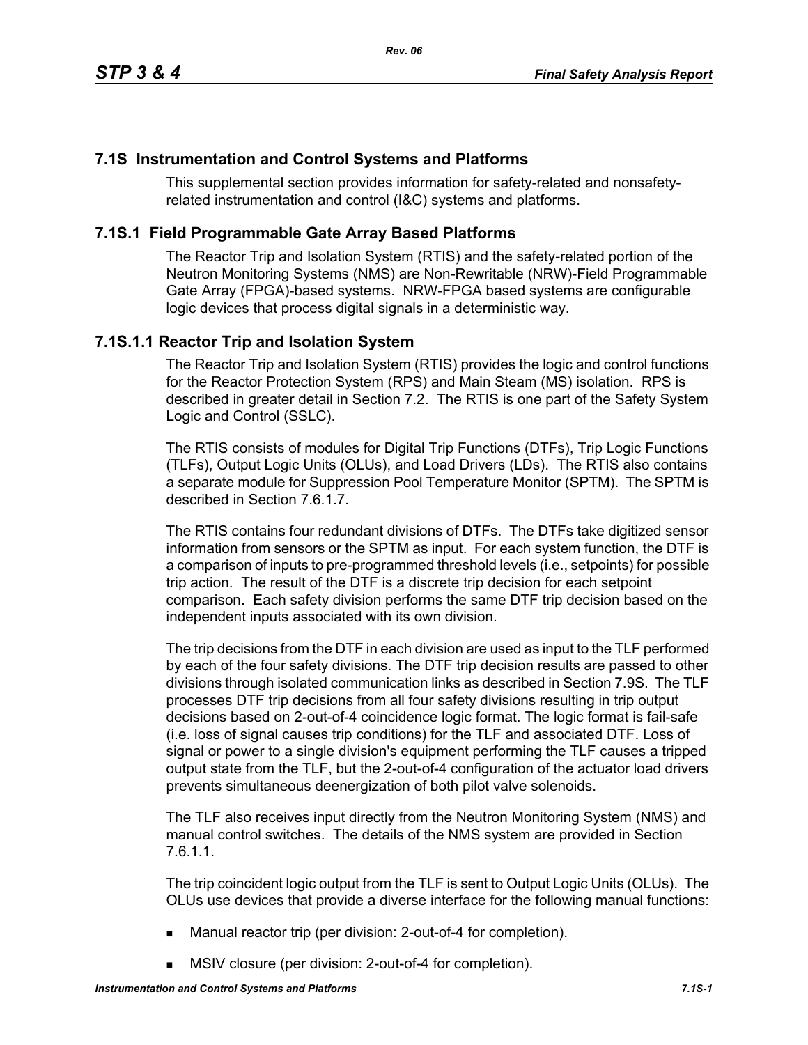## 7.1S Instrumentation and Control Systems and Platforms

This supplemental section provides information for safety-related and nonsafety-related instrumentation and control (I&C) systems and platforms.

## 7.1S.1 Field Programmable Gate Array Based Platforms

The Reactor Trip and Isolation System (RTIS) and the safety-related portion of the Neutron Monitoring Systems (NMS) are Non-Rewritable (NRW)-Field Programmable Gate Array (FPGA)-based systems. NRW-FPGA based systems are configurable logic devices that process digital signals in a deterministic way.

### 7.1S.1.1 Reactor Trip and Isolation System

The Reactor Trip and Isolation System (RTIS) provides the logic and control functions for the Reactor Protection System (RPS) and Main Steam (MS) isolation. RPS is described in greater detail in Section 7.2. The RTIS is one part of the Safety System Logic and Control (SSLC).

The RTIS consists of modules for Digital Trip Functions (DTFs), Trip Logic Functions (TLFs), Output Logic Units (OLUs), and Load Drivers (LDs). The RTIS also contains a separate module for Suppression Pool Temperature Monitor (SPTM). The SPTM is described in Section 7.6.1.7.

The RTIS contains four redundant divisions of DTFs. The DTFs take digitized sensor information from sensors or the SPTM as input. For each system function, the DTF is a comparison of inputs to pre-programmed threshold levels (i.e., setpoints) for possible trip action. The result of the DTF is a discrete trip decision for each setpoint comparison. Each safety division performs the same DTF trip decision based on the independent inputs associated with its own division.

The trip decisions from the DTF in each division are used as input to the TLF performed by each of the four safety divisions. The DTF trip decision results are passed to other divisions through isolated communication links as described in Section 7.9S. The TLF processes DTF trip decisions from all four safety divisions resulting in trip output decisions based on 2-out-of-4 coincidence logic format. The logic format is fail-safe (i.e. loss of signal causes trip conditions) for the TLF and associated DTF. Loss of signal or power to a single division's equipment performing the TLF causes a tripped output state from the TLF, but the 2-out-of-4 configuration of the actuator load drivers prevents simultaneous deenergization of both pilot valve solenoids.

The TLF also receives input directly from the Neutron Monitoring System (NMS) and manual control switches. The details of the NMS system are provided in Section 7.6.1.1.

The trip coincident logic output from the TLF is sent to Output Logic Units (OLUs). The OLUs use devices that provide a diverse interface for the following manual functions:

- Manual reactor trip (per division: 2-out-of-4 for completion).
- MSIV closure (per division: 2-out-of-4 for completion).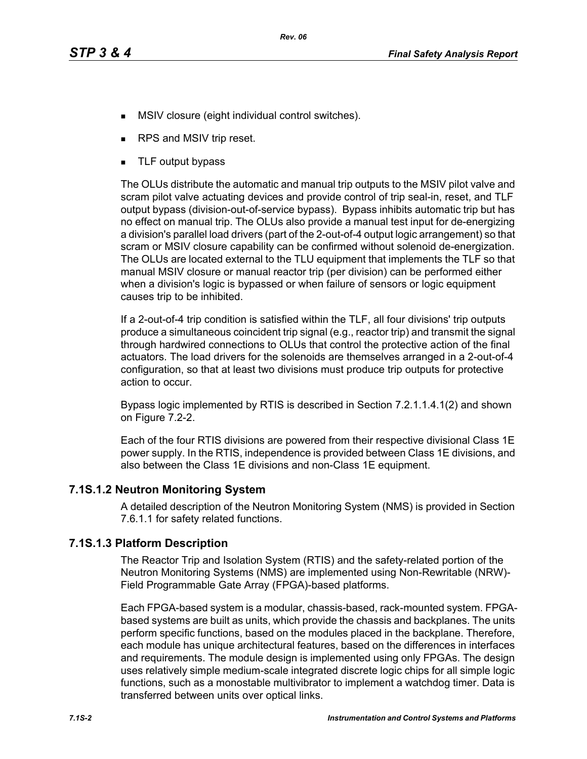- MSIV closure (eight individual control switches).
- RPS and MSIV trip reset.
- TLF output bypass

The OLUs distribute the automatic and manual trip outputs to the MSIV pilot valve and scram pilot valve actuating devices and provide control of trip seal-in, reset, and TLF output bypass (division-out-of-service bypass). Bypass inhibits automatic trip but has no effect on manual trip. The OLUs also provide a manual test input for de-energizing a division's parallel load drivers (part of the 2-out-of-4 output logic arrangement) so that scram or MSIV closure capability can be confirmed without solenoid de-energization. The OLUs are located external to the TLU equipment that implements the TLF so that manual MSIV closure or manual reactor trip (per division) can be performed either when a division's logic is bypassed or when failure of sensors or logic equipment causes trip to be inhibited.

If a 2-out-of-4 trip condition is satisfied within the TLF, all four divisions' trip outputs produce a simultaneous coincident trip signal (e.g., reactor trip) and transmit the signal through hardwired connections to OLUs that control the protective action of the final actuators. The load drivers for the solenoids are themselves arranged in a 2-out-of-4 configuration, so that at least two divisions must produce trip outputs for protective action to occur.

Bypass logic implemented by RTIS is described in Section 7.2.1.1.4.1(2) and shown on Figure 7.2-2.

Each of the four RTIS divisions are powered from their respective divisional Class 1E power supply. In the RTIS, independence is provided between Class 1E divisions, and also between the Class 1E divisions and non-Class 1E equipment.

## 7.1S.1.2 Neutron Monitoring System

A detailed description of the Neutron Monitoring System (NMS) is provided in Section 7.6.1.1 for safety related functions.

## 7.1S.1.3 Platform Description

The Reactor Trip and Isolation System (RTIS) and the safety-related portion of the Neutron Monitoring Systems (NMS) are implemented using Non-Rewritable (NRW)-Field Programmable Gate Array (FPGA)-based platforms.

Each FPGA-based system is a modular, chassis-based, rack-mounted system. FPGA-based systems are built as units, which provide the chassis and backplanes. The units perform specific functions, based on the modules placed in the backplane. Therefore, each module has unique architectural features, based on the differences in interfaces and requirements. The module design is implemented using only FPGAs. The design uses relatively simple medium-scale integrated discrete logic chips for all simple logic functions, such as a monostable multivibrator to implement a watchdog timer. Data is transferred between units over optical links.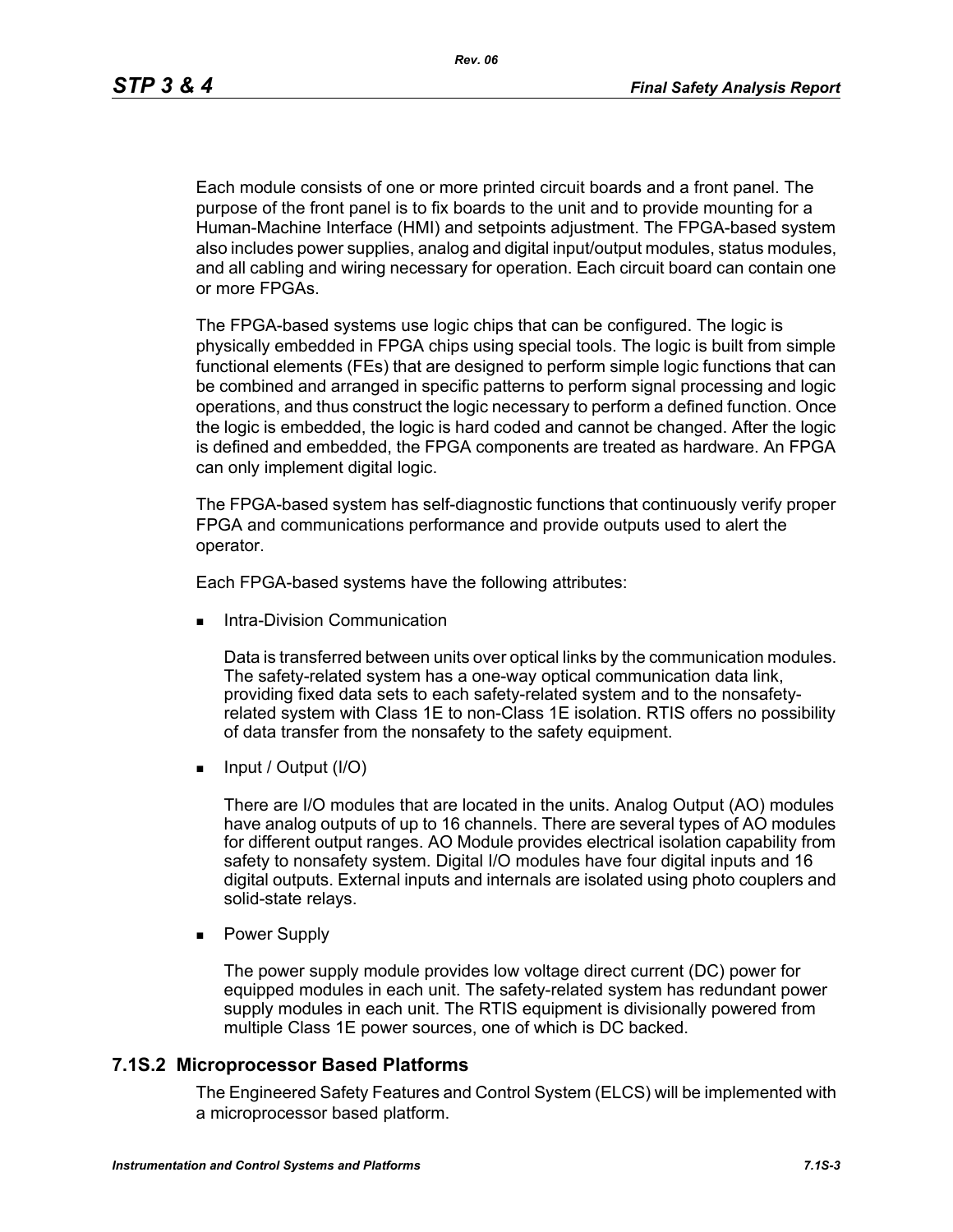Each module consists of one or more printed circuit boards and a front panel. The purpose of the front panel is to fix boards to the unit and to provide mounting for a Human-Machine Interface (HMI) and setpoints adjustment. The FPGA-based system also includes power supplies, analog and digital input/output modules, status modules, and all cabling and wiring necessary for operation. Each circuit board can contain one or more FPGAs.

The FPGA-based systems use logic chips that can be configured. The logic is physically embedded in FPGA chips using special tools. The logic is built from simple functional elements (FEs) that are designed to perform simple logic functions that can be combined and arranged in specific patterns to perform signal processing and logic operations, and thus construct the logic necessary to perform a defined function. Once the logic is embedded, the logic is hard coded and cannot be changed. After the logic is defined and embedded, the FPGA components are treated as hardware. An FPGA can only implement digital logic.

The FPGA-based system has self-diagnostic functions that continuously verify proper FPGA and communications performance and provide outputs used to alert the operator.

Each FPGA-based systems have the following attributes:

- Intra-Division Communication

  Data is transferred between units over optical links by the communication modules. The safety-related system has a one-way optical communication data link, providing fixed data sets to each safety-related system and to the nonsafety-related system with Class 1E to non-Class 1E isolation. RTIS offers no possibility of data transfer from the nonsafety to the safety equipment.

- Input / Output (I/O)

  There are I/O modules that are located in the units. Analog Output (AO) modules have analog outputs of up to 16 channels. There are several types of AO modules for different output ranges. AO Module provides electrical isolation capability from safety to nonsafety system. Digital I/O modules have four digital inputs and 16 digital outputs. External inputs and internals are isolated using photo couplers and solid-state relays.

- Power Supply

  The power supply module provides low voltage direct current (DC) power for equipped modules in each unit. The safety-related system has redundant power supply modules in each unit. The RTIS equipment is divisionally powered from multiple Class 1E power sources, one of which is DC backed.

## 7.1S.2 Microprocessor Based Platforms

The Engineered Safety Features and Control System (ELCS) will be implemented with a microprocessor based platform.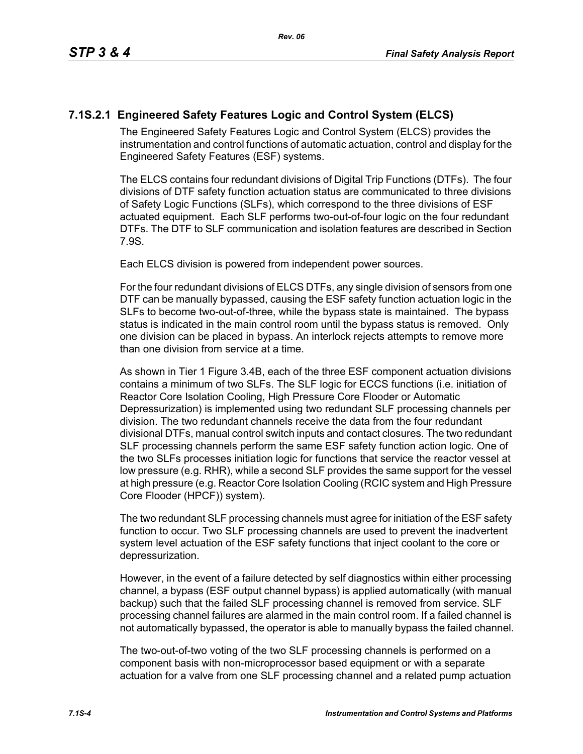### 7.1S.2.1 Engineered Safety Features Logic and Control System (ELCS)

The Engineered Safety Features Logic and Control System (ELCS) provides the instrumentation and control functions of automatic actuation, control and display for the Engineered Safety Features (ESF) systems.

The ELCS contains four redundant divisions of Digital Trip Functions (DTFs). The four divisions of DTF safety function actuation status are communicated to three divisions of Safety Logic Functions (SLFs), which correspond to the three divisions of ESF actuated equipment. Each SLF performs two-out-of-four logic on the four redundant DTFs. The DTF to SLF communication and isolation features are described in Section 7.9S.

Each ELCS division is powered from independent power sources.

For the four redundant divisions of ELCS DTFs, any single division of sensors from one DTF can be manually bypassed, causing the ESF safety function actuation logic in the SLFs to become two-out-of-three, while the bypass state is maintained. The bypass status is indicated in the main control room until the bypass status is removed. Only one division can be placed in bypass. An interlock rejects attempts to remove more than one division from service at a time.

As shown in Tier 1 Figure 3.4B, each of the three ESF component actuation divisions contains a minimum of two SLFs. The SLF logic for ECCS functions (i.e. initiation of Reactor Core Isolation Cooling, High Pressure Core Flooder or Automatic Depressurization) is implemented using two redundant SLF processing channels per division. The two redundant channels receive the data from the four redundant divisional DTFs, manual control switch inputs and contact closures. The two redundant SLF processing channels perform the same ESF safety function action logic. One of the two SLFs processes initiation logic for functions that service the reactor vessel at low pressure (e.g. RHR), while a second SLF provides the same support for the vessel at high pressure (e.g. Reactor Core Isolation Cooling (RCIC system and High Pressure Core Flooder (HPCF)) system).

The two redundant SLF processing channels must agree for initiation of the ESF safety function to occur. Two SLF processing channels are used to prevent the inadvertent system level actuation of the ESF safety functions that inject coolant to the core or depressurization.

However, in the event of a failure detected by self diagnostics within either processing channel, a bypass (ESF output channel bypass) is applied automatically (with manual backup) such that the failed SLF processing channel is removed from service. SLF processing channel failures are alarmed in the main control room. If a failed channel is not automatically bypassed, the operator is able to manually bypass the failed channel.

The two-out-of-two voting of the two SLF processing channels is performed on a component basis with non-microprocessor based equipment or with a separate actuation for a valve from one SLF processing channel and a related pump actuation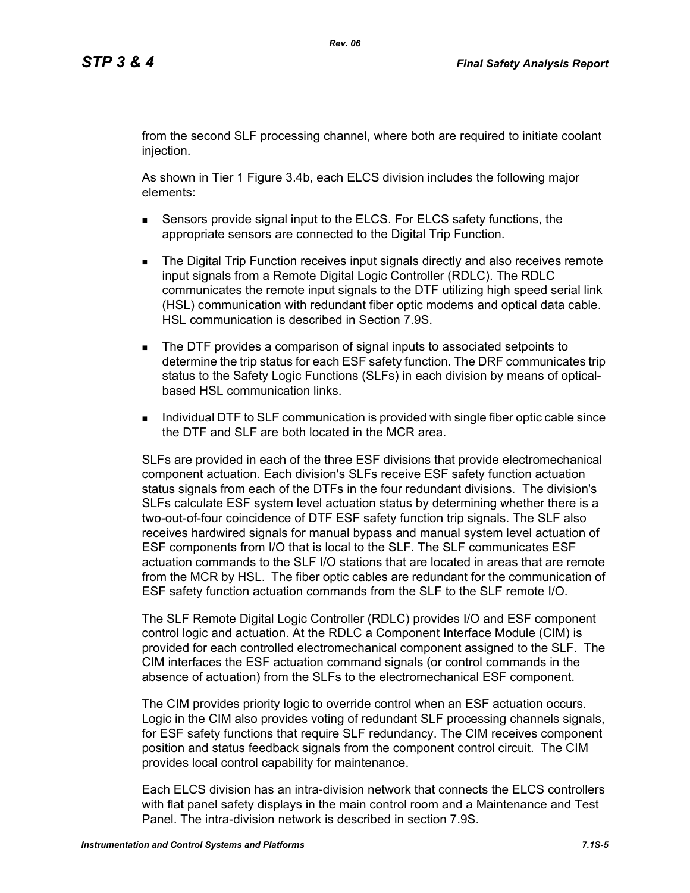from the second SLF processing channel, where both are required to initiate coolant injection.

As shown in Tier 1 Figure 3.4b, each ELCS division includes the following major elements:

- Sensors provide signal input to the ELCS. For ELCS safety functions, the appropriate sensors are connected to the Digital Trip Function.
- The Digital Trip Function receives input signals directly and also receives remote input signals from a Remote Digital Logic Controller (RDLC). The RDLC communicates the remote input signals to the DTF utilizing high speed serial link (HSL) communication with redundant fiber optic modems and optical data cable. HSL communication is described in Section 7.9S.
- The DTF provides a comparison of signal inputs to associated setpoints to determine the trip status for each ESF safety function. The DRF communicates trip status to the Safety Logic Functions (SLFs) in each division by means of optical-based HSL communication links.
- Individual DTF to SLF communication is provided with single fiber optic cable since the DTF and SLF are both located in the MCR area.

SLFs are provided in each of the three ESF divisions that provide electromechanical component actuation. Each division's SLFs receive ESF safety function actuation status signals from each of the DTFs in the four redundant divisions. The division's SLFs calculate ESF system level actuation status by determining whether there is a two-out-of-four coincidence of DTF ESF safety function trip signals. The SLF also receives hardwired signals for manual bypass and manual system level actuation of ESF components from I/O that is local to the SLF. The SLF communicates ESF actuation commands to the SLF I/O stations that are located in areas that are remote from the MCR by HSL. The fiber optic cables are redundant for the communication of ESF safety function actuation commands from the SLF to the SLF remote I/O.

The SLF Remote Digital Logic Controller (RDLC) provides I/O and ESF component control logic and actuation. At the RDLC a Component Interface Module (CIM) is provided for each controlled electromechanical component assigned to the SLF. The CIM interfaces the ESF actuation command signals (or control commands in the absence of actuation) from the SLFs to the electromechanical ESF component.

The CIM provides priority logic to override control when an ESF actuation occurs. Logic in the CIM also provides voting of redundant SLF processing channels signals, for ESF safety functions that require SLF redundancy. The CIM receives component position and status feedback signals from the component control circuit. The CIM provides local control capability for maintenance.

Each ELCS division has an intra-division network that connects the ELCS controllers with flat panel safety displays in the main control room and a Maintenance and Test Panel. The intra-division network is described in section 7.9S.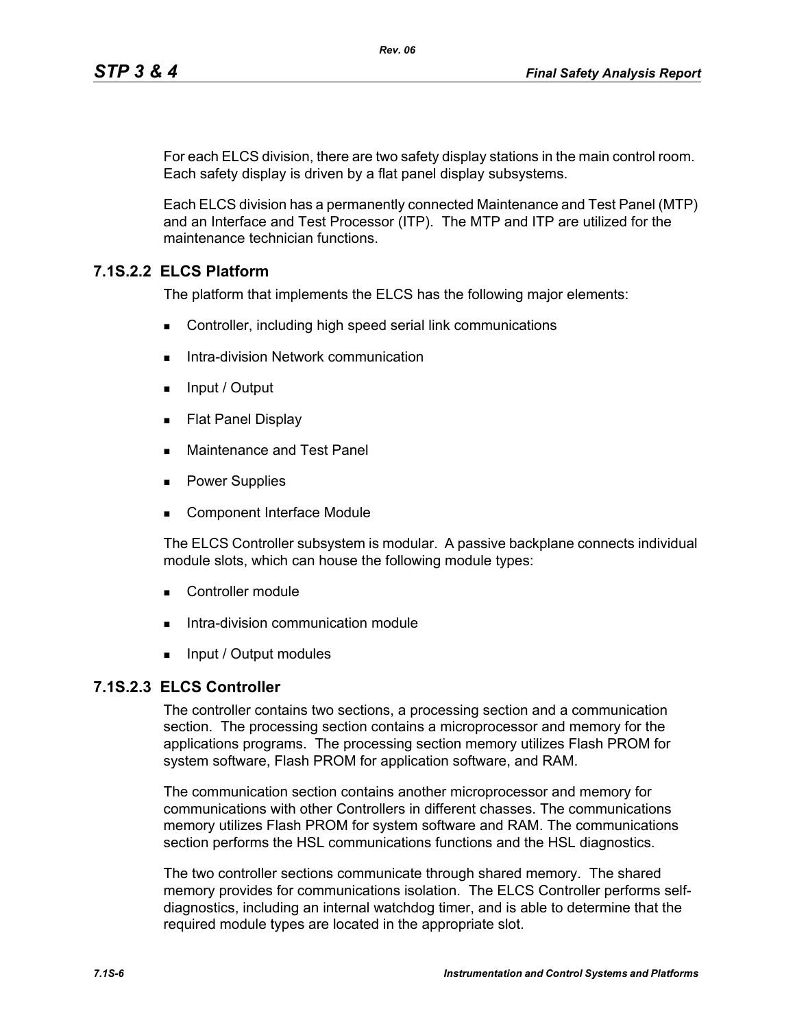For each ELCS division, there are two safety display stations in the main control room. Each safety display is driven by a flat panel display subsystems.

Each ELCS division has a permanently connected Maintenance and Test Panel (MTP) and an Interface and Test Processor (ITP). The MTP and ITP are utilized for the maintenance technician functions.

### 7.1S.2.2 ELCS Platform

The platform that implements the ELCS has the following major elements:

- Controller, including high speed serial link communications
- Intra-division Network communication
- Input / Output
- Flat Panel Display
- Maintenance and Test Panel
- Power Supplies
- Component Interface Module

The ELCS Controller subsystem is modular. A passive backplane connects individual module slots, which can house the following module types:

- Controller module
- Intra-division communication module
- Input / Output modules

### 7.1S.2.3 ELCS Controller

The controller contains two sections, a processing section and a communication section. The processing section contains a microprocessor and memory for the applications programs. The processing section memory utilizes Flash PROM for system software, Flash PROM for application software, and RAM.

The communication section contains another microprocessor and memory for communications with other Controllers in different chasses. The communications memory utilizes Flash PROM for system software and RAM. The communications section performs the HSL communications functions and the HSL diagnostics.

The two controller sections communicate through shared memory. The shared memory provides for communications isolation. The ELCS Controller performs self-diagnostics, including an internal watchdog timer, and is able to determine that the required module types are located in the appropriate slot.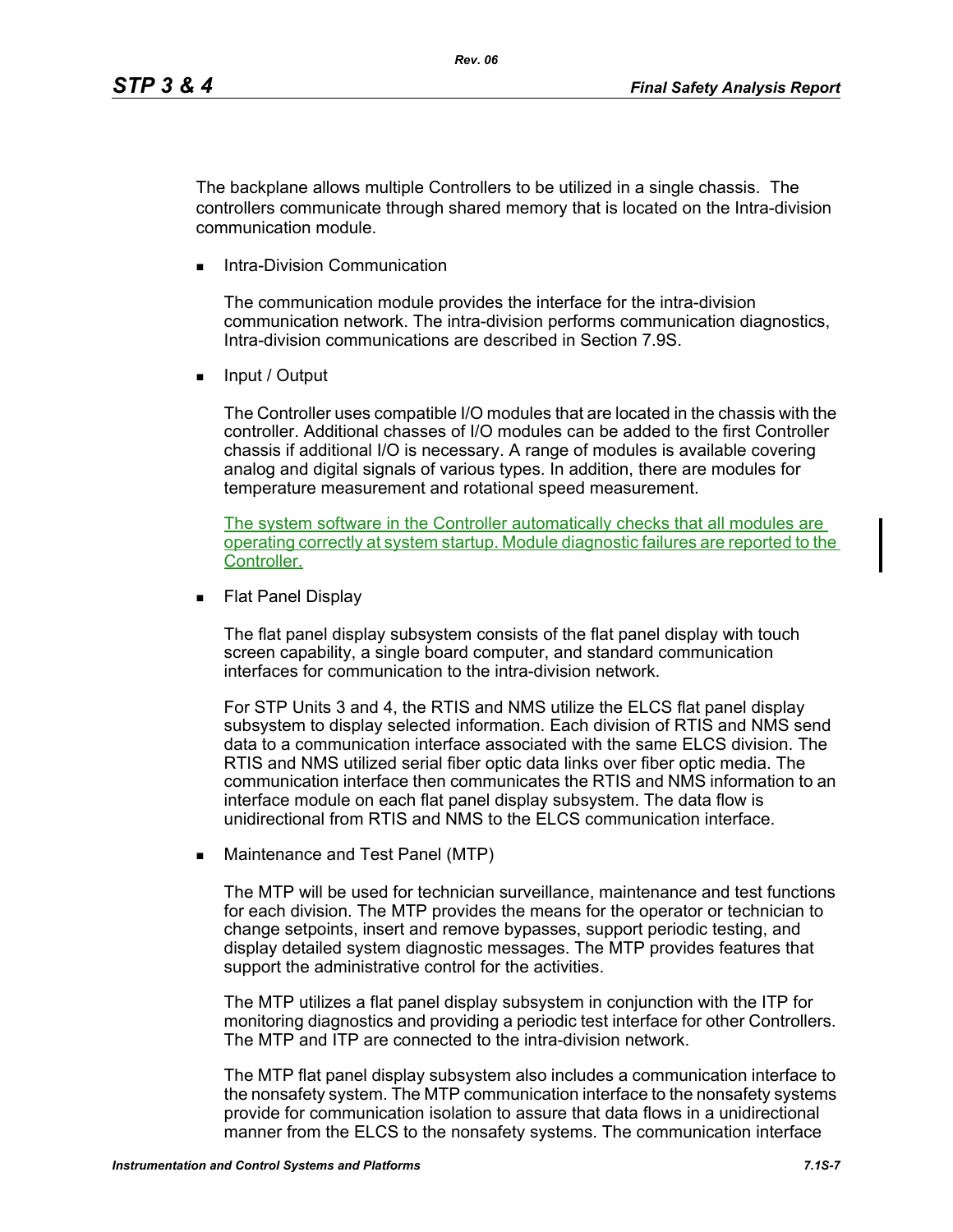The backplane allows multiple Controllers to be utilized in a single chassis. The controllers communicate through shared memory that is located on the Intra-division communication module.

- Intra-Division Communication

  The communication module provides the interface for the intra-division communication network. The intra-division performs communication diagnostics, Intra-division communications are described in Section 7.9S.

- Input / Output

  The Controller uses compatible I/O modules that are located in the chassis with the controller. Additional chasses of I/O modules can be added to the first Controller chassis if additional I/O is necessary. A range of modules is available covering analog and digital signals of various types. In addition, there are modules for temperature measurement and rotational speed measurement.

  The system software in the Controller automatically checks that all modules are operating correctly at system startup. Module diagnostic failures are reported to the Controller.

- Flat Panel Display

  The flat panel display subsystem consists of the flat panel display with touch screen capability, a single board computer, and standard communication interfaces for communication to the intra-division network.

  For STP Units 3 and 4, the RTIS and NMS utilize the ELCS flat panel display subsystem to display selected information. Each division of RTIS and NMS send data to a communication interface associated with the same ELCS division. The RTIS and NMS utilized serial fiber optic data links over fiber optic media. The communication interface then communicates the RTIS and NMS information to an interface module on each flat panel display subsystem. The data flow is unidirectional from RTIS and NMS to the ELCS communication interface.

- Maintenance and Test Panel (MTP)

  The MTP will be used for technician surveillance, maintenance and test functions for each division. The MTP provides the means for the operator or technician to change setpoints, insert and remove bypasses, support periodic testing, and display detailed system diagnostic messages. The MTP provides features that support the administrative control for the activities.

  The MTP utilizes a flat panel display subsystem in conjunction with the ITP for monitoring diagnostics and providing a periodic test interface for other Controllers. The MTP and ITP are connected to the intra-division network.

  The MTP flat panel display subsystem also includes a communication interface to the nonsafety system. The MTP communication interface to the nonsafety systems provide for communication isolation to assure that data flows in a unidirectional manner from the ELCS to the nonsafety systems. The communication interface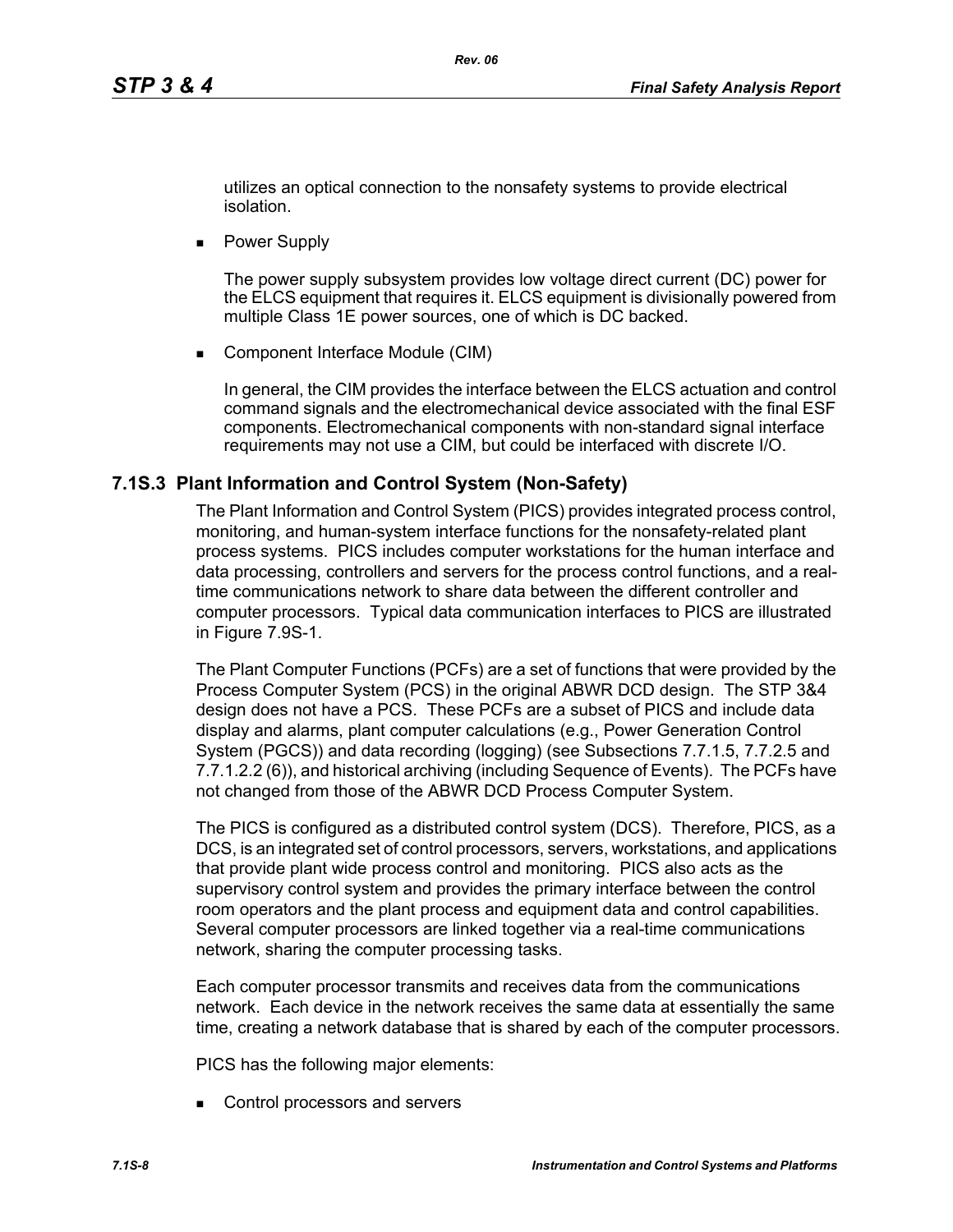utilizes an optical connection to the nonsafety systems to provide electrical isolation.

- Power Supply

  The power supply subsystem provides low voltage direct current (DC) power for the ELCS equipment that requires it. ELCS equipment is divisionally powered from multiple Class 1E power sources, one of which is DC backed.

- Component Interface Module (CIM)

  In general, the CIM provides the interface between the ELCS actuation and control command signals and the electromechanical device associated with the final ESF components. Electromechanical components with non-standard signal interface requirements may not use a CIM, but could be interfaced with discrete I/O.

## 7.1S.3 Plant Information and Control System (Non-Safety)

The Plant Information and Control System (PICS) provides integrated process control, monitoring, and human-system interface functions for the nonsafety-related plant process systems. PICS includes computer workstations for the human interface and data processing, controllers and servers for the process control functions, and a real-time communications network to share data between the different controller and computer processors. Typical data communication interfaces to PICS are illustrated in Figure 7.9S-1.

The Plant Computer Functions (PCFs) are a set of functions that were provided by the Process Computer System (PCS) in the original ABWR DCD design. The STP 3&4 design does not have a PCS. These PCFs are a subset of PICS and include data display and alarms, plant computer calculations (e.g., Power Generation Control System (PGCS)) and data recording (logging) (see Subsections 7.7.1.5, 7.7.2.5 and 7.7.1.2.2 (6)), and historical archiving (including Sequence of Events). The PCFs have not changed from those of the ABWR DCD Process Computer System.

The PICS is configured as a distributed control system (DCS). Therefore, PICS, as a DCS, is an integrated set of control processors, servers, workstations, and applications that provide plant wide process control and monitoring. PICS also acts as the supervisory control system and provides the primary interface between the control room operators and the plant process and equipment data and control capabilities. Several computer processors are linked together via a real-time communications network, sharing the computer processing tasks.

Each computer processor transmits and receives data from the communications network. Each device in the network receives the same data at essentially the same time, creating a network database that is shared by each of the computer processors.

PICS has the following major elements:

- Control processors and servers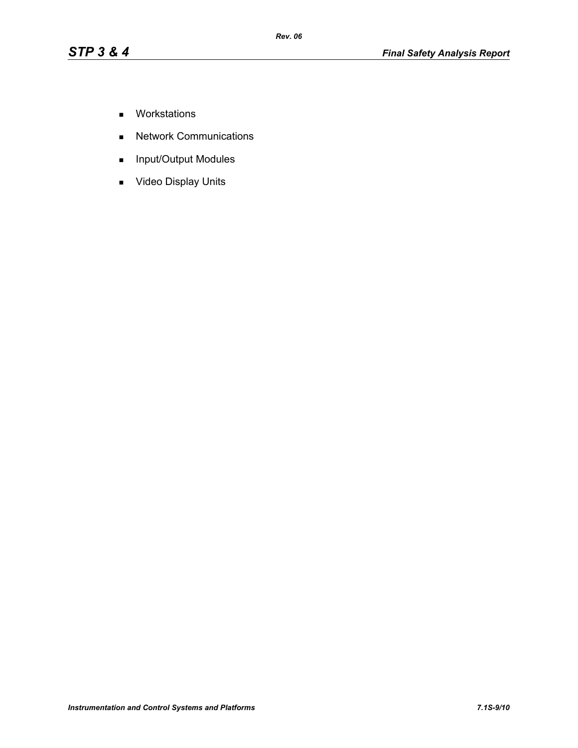- Workstations
- Network Communications
- Input/Output Modules
- Video Display Units